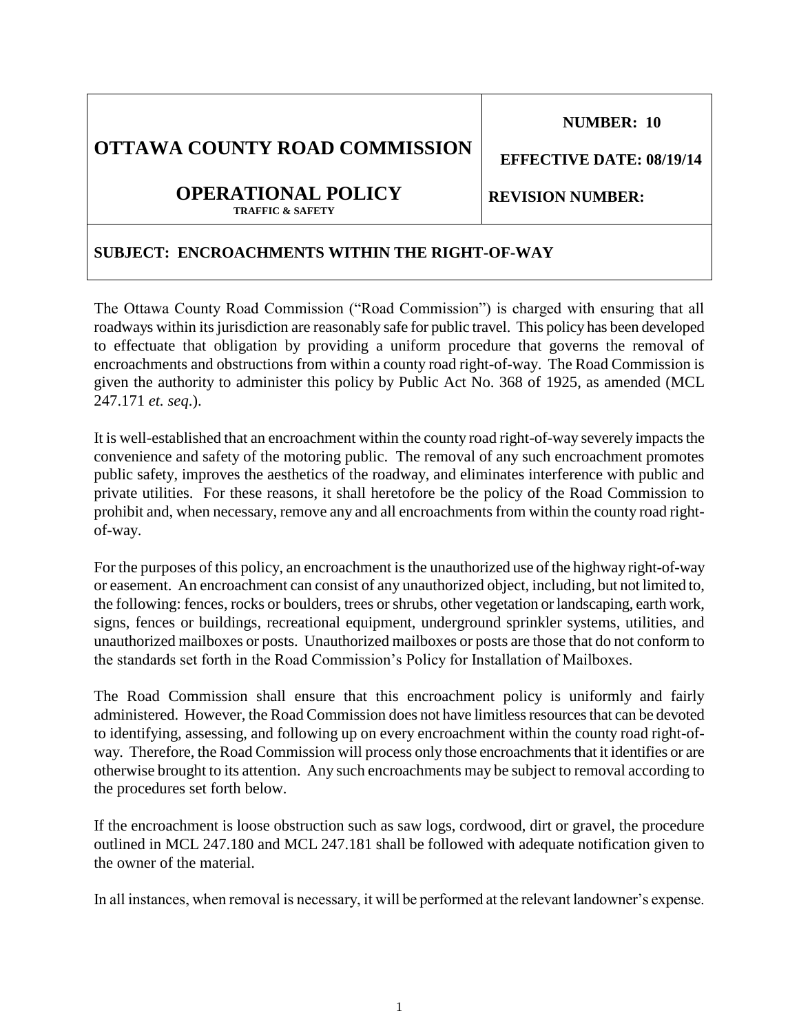| **OTTAWA COUNTY ROAD COMMISSION**<br><br>**OPERATIONAL POLICY**<br>**TRAFFIC & SAFETY** | **NUMBER: 10**<br><br>**EFFECTIVE DATE: 08/19/14**<br><br>**REVISION NUMBER:** |
|---|---|
| **SUBJECT: ENCROACHMENTS WITHIN THE RIGHT-OF-WAY** | |

The Ottawa County Road Commission ("Road Commission") is charged with ensuring that all roadways within its jurisdiction are reasonably safe for public travel. This policy has been developed to effectuate that obligation by providing a uniform procedure that governs the removal of encroachments and obstructions from within a county road right-of-way. The Road Commission is given the authority to administer this policy by Public Act No. 368 of 1925, as amended (MCL 247.171 *et. seq*.).

It is well-established that an encroachment within the county road right-of-way severely impacts the convenience and safety of the motoring public. The removal of any such encroachment promotes public safety, improves the aesthetics of the roadway, and eliminates interference with public and private utilities. For these reasons, it shall heretofore be the policy of the Road Commission to prohibit and, when necessary, remove any and all encroachments from within the county road right-of-way.

For the purposes of this policy, an encroachment is the unauthorized use of the highway right-of-way or easement. An encroachment can consist of any unauthorized object, including, but not limited to, the following: fences, rocks or boulders, trees or shrubs, other vegetation or landscaping, earth work, signs, fences or buildings, recreational equipment, underground sprinkler systems, utilities, and unauthorized mailboxes or posts. Unauthorized mailboxes or posts are those that do not conform to the standards set forth in the Road Commission's Policy for Installation of Mailboxes.

The Road Commission shall ensure that this encroachment policy is uniformly and fairly administered. However, the Road Commission does not have limitless resources that can be devoted to identifying, assessing, and following up on every encroachment within the county road right-of-way. Therefore, the Road Commission will process only those encroachments that it identifies or are otherwise brought to its attention. Any such encroachments may be subject to removal according to the procedures set forth below.

If the encroachment is loose obstruction such as saw logs, cordwood, dirt or gravel, the procedure outlined in MCL 247.180 and MCL 247.181 shall be followed with adequate notification given to the owner of the material.

In all instances, when removal is necessary, it will be performed at the relevant landowner's expense.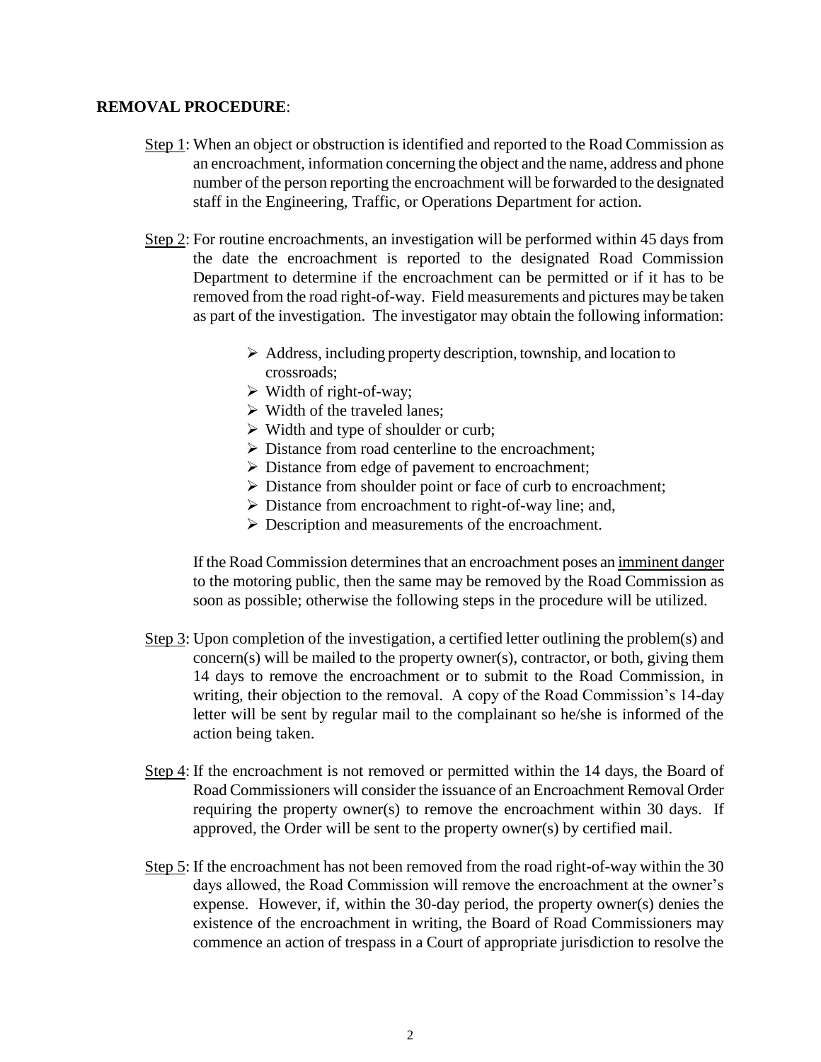**REMOVAL PROCEDURE**:

Step 1: When an object or obstruction is identified and reported to the Road Commission as an encroachment, information concerning the object and the name, address and phone number of the person reporting the encroachment will be forwarded to the designated staff in the Engineering, Traffic, or Operations Department for action.

Step 2: For routine encroachments, an investigation will be performed within 45 days from the date the encroachment is reported to the designated Road Commission Department to determine if the encroachment can be permitted or if it has to be removed from the road right-of-way. Field measurements and pictures may be taken as part of the investigation. The investigator may obtain the following information:

- Address, including property description, township, and location to crossroads;
- Width of right-of-way;
- Width of the traveled lanes;
- Width and type of shoulder or curb;
- Distance from road centerline to the encroachment;
- Distance from edge of pavement to encroachment;
- Distance from shoulder point or face of curb to encroachment;
- Distance from encroachment to right-of-way line; and,
- Description and measurements of the encroachment.

If the Road Commission determines that an encroachment poses an imminent danger to the motoring public, then the same may be removed by the Road Commission as soon as possible; otherwise the following steps in the procedure will be utilized.

Step 3: Upon completion of the investigation, a certified letter outlining the problem(s) and concern(s) will be mailed to the property owner(s), contractor, or both, giving them 14 days to remove the encroachment or to submit to the Road Commission, in writing, their objection to the removal. A copy of the Road Commission's 14-day letter will be sent by regular mail to the complainant so he/she is informed of the action being taken.

Step 4: If the encroachment is not removed or permitted within the 14 days, the Board of Road Commissioners will consider the issuance of an Encroachment Removal Order requiring the property owner(s) to remove the encroachment within 30 days. If approved, the Order will be sent to the property owner(s) by certified mail.

Step 5: If the encroachment has not been removed from the road right-of-way within the 30 days allowed, the Road Commission will remove the encroachment at the owner's expense. However, if, within the 30-day period, the property owner(s) denies the existence of the encroachment in writing, the Board of Road Commissioners may commence an action of trespass in a Court of appropriate jurisdiction to resolve the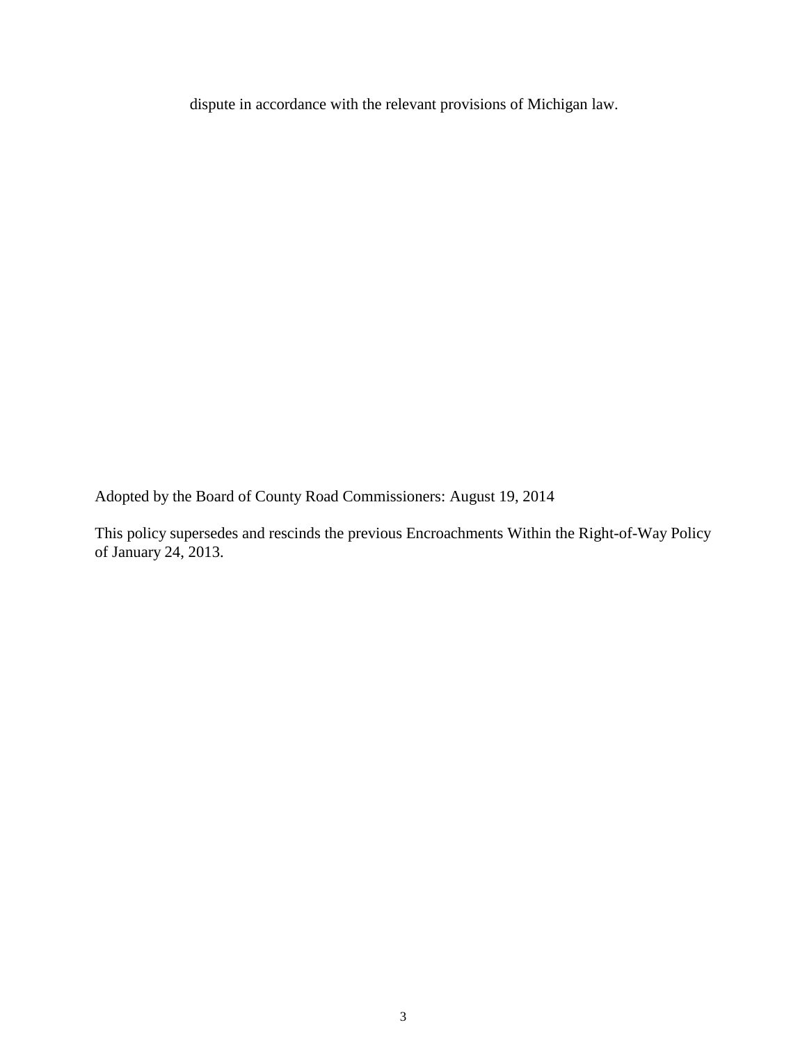dispute in accordance with the relevant provisions of Michigan law.

Adopted by the Board of County Road Commissioners: August 19, 2014

This policy supersedes and rescinds the previous Encroachments Within the Right-of-Way Policy of January 24, 2013.